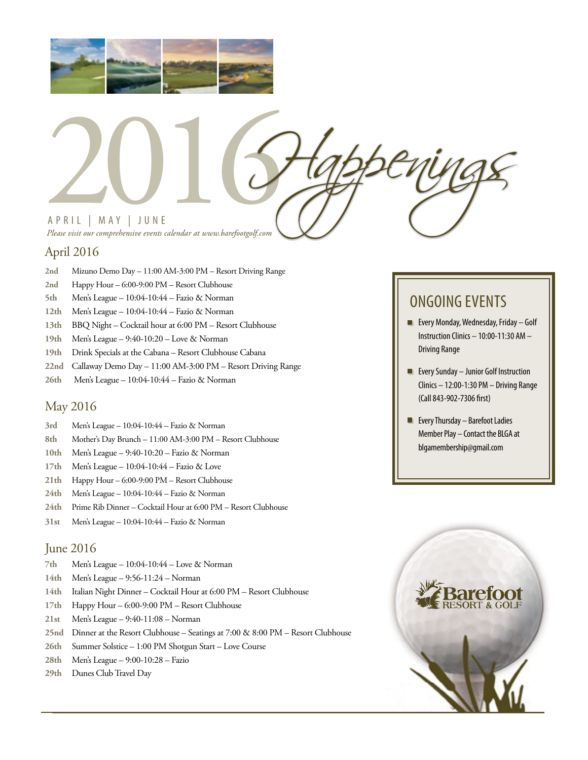# 2016 Happenings

APRIL | MAY | JUNE

*Please visit our comprehensive events calendar at www.barefootgolf.com*

## April 2016

- **2nd** Mizuno Demo Day – 11:00 AM-3:00 PM – Resort Driving Range
- **2nd** Happy Hour – 6:00-9:00 PM – Resort Clubhouse
- **5th** Men's League – 10:04-10:44 – Fazio & Norman
- **12th** Men's League – 10:04-10:44 – Fazio & Norman
- **13th** BBQ Night – Cocktail hour at 6:00 PM – Resort Clubhouse
- **19th** Men's League – 9:40-10:20 – Love & Norman
- **19th** Drink Specials at the Cabana – Resort Clubhouse Cabana
- **22nd** Callaway Demo Day – 11:00 AM-3:00 PM – Resort Driving Range
- **26th** Men's League – 10:04-10:44 – Fazio & Norman

## May 2016

- **3rd** Men's League – 10:04-10:44 – Fazio & Norman
- **8th** Mother's Day Brunch – 11:00 AM-3:00 PM – Resort Clubhouse
- **10th** Men's League – 9:40-10:20 – Fazio & Norman
- **17th** Men's League – 10:04-10:44 – Fazio & Love
- **21th** Happy Hour – 6:00-9:00 PM – Resort Clubhouse
- **24th** Men's League – 10:04-10:44 – Fazio & Norman
- **24th** Prime Rib Dinner – Cocktail Hour at 6:00 PM – Resort Clubhouse
- **31st** Men's League – 10:04-10:44 – Fazio & Norman

## June 2016

- **7th** Men's League – 10:04-10:44 – Love & Norman
- **14th** Men's League – 9:56-11:24 – Norman
- **14th** Italian Night Dinner – Cocktail Hour at 6:00 PM – Resort Clubhouse
- **17th** Happy Hour – 6:00-9:00 PM – Resort Clubhouse
- **21st** Men's League – 9:40-11:08 – Norman
- **25nd** Dinner at the Resort Clubhouse – Seatings at 7:00 & 8:00 PM – Resort Clubhouse
- **26th** Summer Solstice – 1:00 PM Shotgun Start – Love Course
- **28th** Men's League – 9:00-10:28 – Fazio
- **29th** Dunes Club Travel Day

## ONGOING EVENTS

- Every Monday, Wednesday, Friday – Golf Instruction Clinics – 10:00-11:30 AM – Driving Range
- Every Sunday – Junior Golf Instruction Clinics – 12:00-1:30 PM – Driving Range (Call 843-902-7306 first)
- Every Thursday – Barefoot Ladies Member Play – Contact the BLGA at blgamembership@gmail.com

Barefoot RESORT & GOLF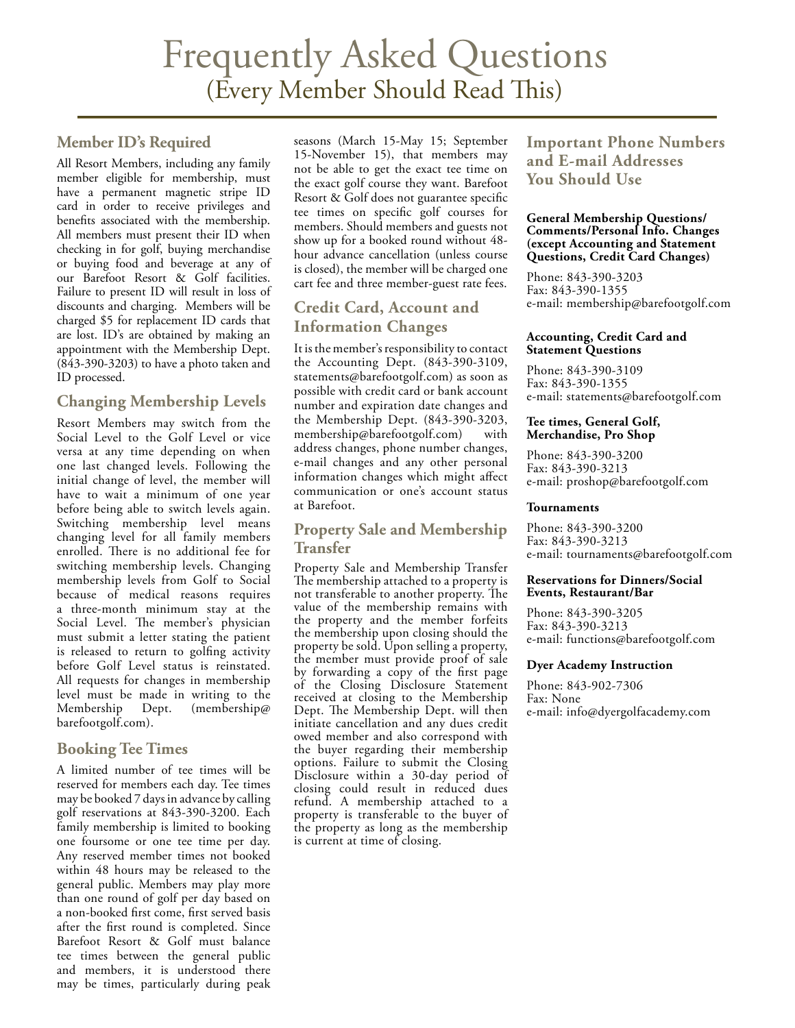# Frequently Asked Questions
## (Every Member Should Read This)

### Member ID's Required

All Resort Members, including any family member eligible for membership, must have a permanent magnetic stripe ID card in order to receive privileges and benefits associated with the membership. All members must present their ID when checking in for golf, buying merchandise or buying food and beverage at any of our Barefoot Resort & Golf facilities. Failure to present ID will result in loss of discounts and charging. Members will be charged $5 for replacement ID cards that are lost. ID's are obtained by making an appointment with the Membership Dept. (843-390-3203) to have a photo taken and ID processed.

### Changing Membership Levels

Resort Members may switch from the Social Level to the Golf Level or vice versa at any time depending on when one last changed levels. Following the initial change of level, the member will have to wait a minimum of one year before being able to switch levels again. Switching membership level means changing level for all family members enrolled. There is no additional fee for switching membership levels. Changing membership levels from Golf to Social because of medical reasons requires a three-month minimum stay at the Social Level. The member's physician must submit a letter stating the patient is released to return to golfing activity before Golf Level status is reinstated. All requests for changes in membership level must be made in writing to the Membership Dept. (membership@barefootgolf.com).

### Booking Tee Times

A limited number of tee times will be reserved for members each day. Tee times may be booked 7 days in advance by calling golf reservations at 843-390-3200. Each family membership is limited to booking one foursome or one tee time per day. Any reserved member times not booked within 48 hours may be released to the general public. Members may play more than one round of golf per day based on a non-booked first come, first served basis after the first round is completed. Since Barefoot Resort & Golf must balance tee times between the general public and members, it is understood there may be times, particularly during peak seasons (March 15-May 15; September 15-November 15), that members may not be able to get the exact tee time on the exact golf course they want. Barefoot Resort & Golf does not guarantee specific tee times on specific golf courses for members. Should members and guests not show up for a booked round without 48-hour advance cancellation (unless course is closed), the member will be charged one cart fee and three member-guest rate fees.

### Credit Card, Account and Information Changes

It is the member's responsibility to contact the Accounting Dept. (843-390-3109, statements@barefootgolf.com) as soon as possible with credit card or bank account number and expiration date changes and the Membership Dept. (843-390-3203, membership@barefootgolf.com) with address changes, phone number changes, e-mail changes and any other personal information changes which might affect communication or one's account status at Barefoot.

### Property Sale and Membership Transfer

Property Sale and Membership Transfer The membership attached to a property is not transferable to another property. The value of the membership remains with the property and the member forfeits the membership upon closing should the property be sold. Upon selling a property, the member must provide proof of sale by forwarding a copy of the first page of the Closing Disclosure Statement received at closing to the Membership Dept. The Membership Dept. will then initiate cancellation and any dues credit owed member and also correspond with the buyer regarding their membership options. Failure to submit the Closing Disclosure within a 30-day period of closing could result in reduced dues refund. A membership attached to a property is transferable to the buyer of the property as long as the membership is current at time of closing.

### Important Phone Numbers and E-mail Addresses You Should Use

**General Membership Questions/ Comments/Personal Info. Changes (except Accounting and Statement Questions, Credit Card Changes)**

Phone: 843-390-3203
Fax: 843-390-1355
e-mail: membership@barefootgolf.com

**Accounting, Credit Card and Statement Questions**

Phone: 843-390-3109
Fax: 843-390-1355
e-mail: statements@barefootgolf.com

**Tee times, General Golf, Merchandise, Pro Shop**

Phone: 843-390-3200
Fax: 843-390-3213
e-mail: proshop@barefootgolf.com

**Tournaments**

Phone: 843-390-3200
Fax: 843-390-3213
e-mail: tournaments@barefootgolf.com

**Reservations for Dinners/Social Events, Restaurant/Bar**

Phone: 843-390-3205
Fax: 843-390-3213
e-mail: functions@barefootgolf.com

**Dyer Academy Instruction**

Phone: 843-902-7306
Fax: None
e-mail: info@dyergolfacademy.com